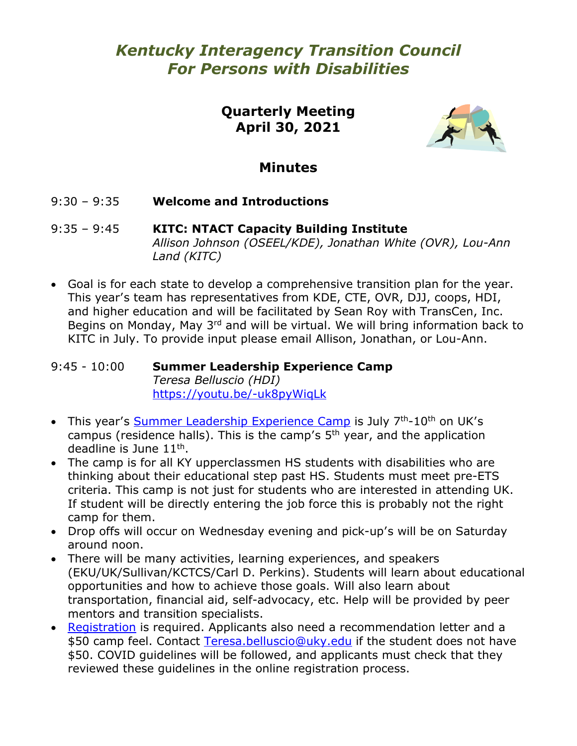# *Kentucky Interagency Transition Council For Persons with Disabilities*

## Quarterly Meeting
## April 30, 2021

## Minutes

9:30 – 9:35 **Welcome and Introductions**

9:35 – 9:45 **KITC: NTACT Capacity Building Institute**
*Allison Johnson (OSEEL/KDE), Jonathan White (OVR), Lou-Ann Land (KITC)*

- Goal is for each state to develop a comprehensive transition plan for the year. This year's team has representatives from KDE, CTE, OVR, DJJ, coops, HDI, and higher education and will be facilitated by Sean Roy with TransCen, Inc. Begins on Monday, May 3rd and will be virtual. We will bring information back to KITC in July. To provide input please email Allison, Jonathan, or Lou-Ann.

9:45 - 10:00 **Summer Leadership Experience Camp**
*Teresa Belluscio (HDI)*
https://youtu.be/-uk8pyWiqLk

- This year's Summer Leadership Experience Camp is July 7th-10th on UK's campus (residence halls). This is the camp's 5th year, and the application deadline is June 11th.
- The camp is for all KY upperclassmen HS students with disabilities who are thinking about their educational step past HS. Students must meet pre-ETS criteria. This camp is not just for students who are interested in attending UK. If student will be directly entering the job force this is probably not the right camp for them.
- Drop offs will occur on Wednesday evening and pick-up's will be on Saturday around noon.
- There will be many activities, learning experiences, and speakers (EKU/UK/Sullivan/KCTCS/Carl D. Perkins). Students will learn about educational opportunities and how to achieve those goals. Will also learn about transportation, financial aid, self-advocacy, etc. Help will be provided by peer mentors and transition specialists.
- Registration is required. Applicants also need a recommendation letter and a $50 camp feel. Contact Teresa.belluscio@uky.edu if the student does not have $50. COVID guidelines will be followed, and applicants must check that they reviewed these guidelines in the online registration process.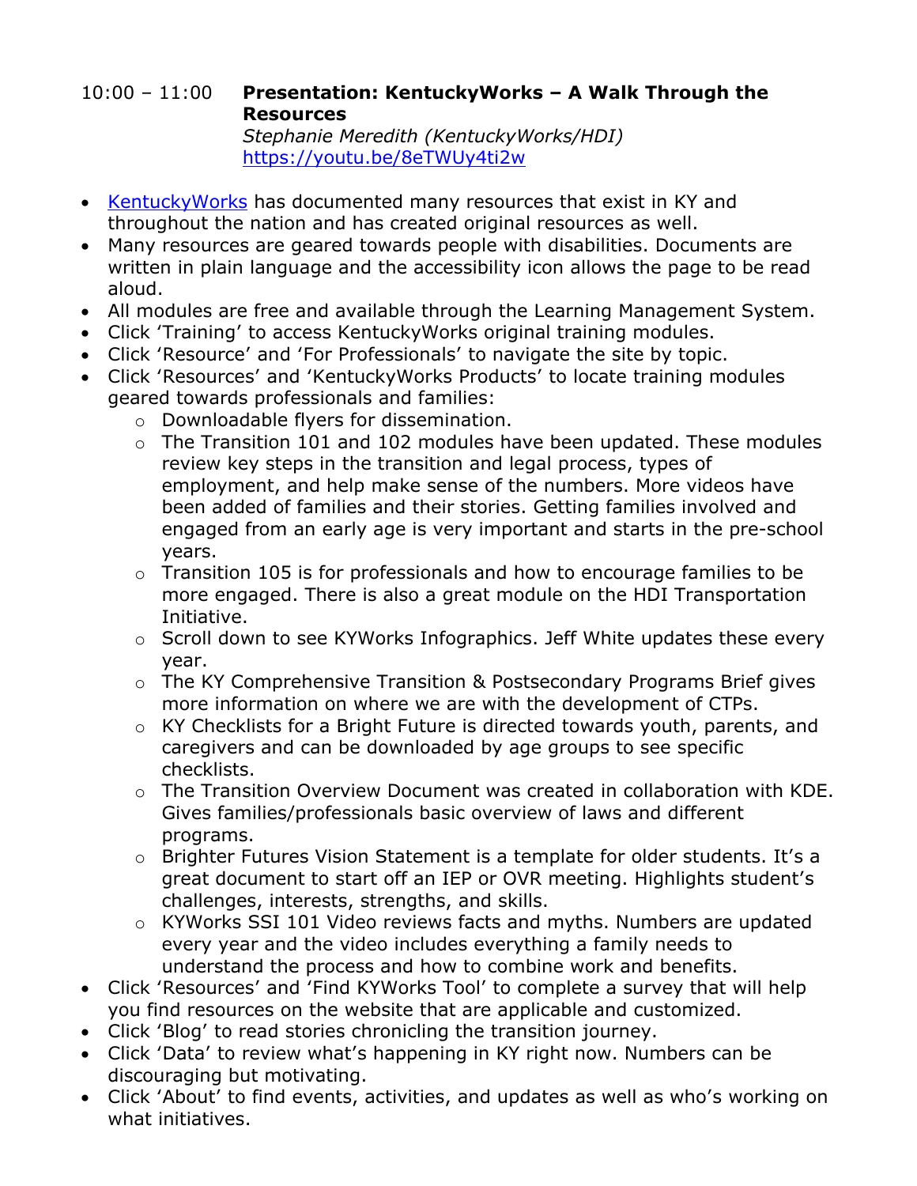10:00 – 11:00 **Presentation: KentuckyWorks – A Walk Through the Resources**
*Stephanie Meredith (KentuckyWorks/HDI)*
https://youtu.be/8eTWUy4ti2w

- KentuckyWorks has documented many resources that exist in KY and throughout the nation and has created original resources as well.
- Many resources are geared towards people with disabilities. Documents are written in plain language and the accessibility icon allows the page to be read aloud.
- All modules are free and available through the Learning Management System.
- Click 'Training' to access KentuckyWorks original training modules.
- Click 'Resource' and 'For Professionals' to navigate the site by topic.
- Click 'Resources' and 'KentuckyWorks Products' to locate training modules geared towards professionals and families:
  - Downloadable flyers for dissemination.
  - The Transition 101 and 102 modules have been updated. These modules review key steps in the transition and legal process, types of employment, and help make sense of the numbers. More videos have been added of families and their stories. Getting families involved and engaged from an early age is very important and starts in the pre-school years.
  - Transition 105 is for professionals and how to encourage families to be more engaged. There is also a great module on the HDI Transportation Initiative.
  - Scroll down to see KYWorks Infographics. Jeff White updates these every year.
  - The KY Comprehensive Transition & Postsecondary Programs Brief gives more information on where we are with the development of CTPs.
  - KY Checklists for a Bright Future is directed towards youth, parents, and caregivers and can be downloaded by age groups to see specific checklists.
  - The Transition Overview Document was created in collaboration with KDE. Gives families/professionals basic overview of laws and different programs.
  - Brighter Futures Vision Statement is a template for older students. It's a great document to start off an IEP or OVR meeting. Highlights student's challenges, interests, strengths, and skills.
  - KYWorks SSI 101 Video reviews facts and myths. Numbers are updated every year and the video includes everything a family needs to understand the process and how to combine work and benefits.
- Click 'Resources' and 'Find KYWorks Tool' to complete a survey that will help you find resources on the website that are applicable and customized.
- Click 'Blog' to read stories chronicling the transition journey.
- Click 'Data' to review what's happening in KY right now. Numbers can be discouraging but motivating.
- Click 'About' to find events, activities, and updates as well as who's working on what initiatives.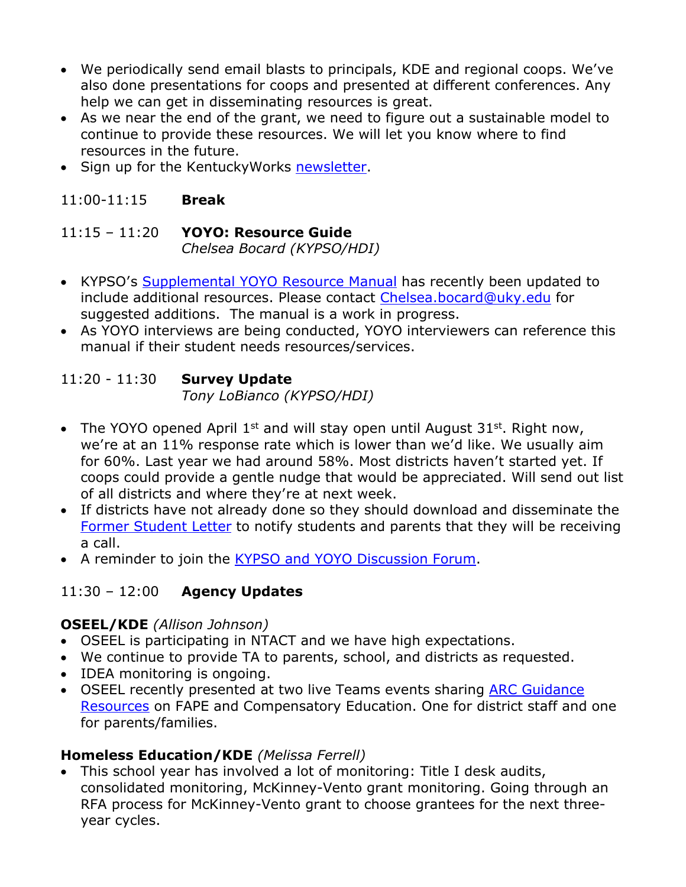- We periodically send email blasts to principals, KDE and regional coops. We've also done presentations for coops and presented at different conferences. Any help we can get in disseminating resources is great.
- As we near the end of the grant, we need to figure out a sustainable model to continue to provide these resources. We will let you know where to find resources in the future.
- Sign up for the KentuckyWorks newsletter.

11:00-11:15 **Break**

11:15 – 11:20 **YOYO: Resource Guide**
*Chelsea Bocard (KYPSO/HDI)*

- KYPSO's Supplemental YOYO Resource Manual has recently been updated to include additional resources. Please contact Chelsea.bocard@uky.edu for suggested additions. The manual is a work in progress.
- As YOYO interviews are being conducted, YOYO interviewers can reference this manual if their student needs resources/services.

11:20 - 11:30 **Survey Update**
*Tony LoBianco (KYPSO/HDI)*

- The YOYO opened April 1st and will stay open until August 31st. Right now, we're at an 11% response rate which is lower than we'd like. We usually aim for 60%. Last year we had around 58%. Most districts haven't started yet. If coops could provide a gentle nudge that would be appreciated. Will send out list of all districts and where they're at next week.
- If districts have not already done so they should download and disseminate the Former Student Letter to notify students and parents that they will be receiving a call.
- A reminder to join the KYPSO and YOYO Discussion Forum.

11:30 – 12:00 **Agency Updates**

**OSEEL/KDE** *(Allison Johnson)*
- OSEEL is participating in NTACT and we have high expectations.
- We continue to provide TA to parents, school, and districts as requested.
- IDEA monitoring is ongoing.
- OSEEL recently presented at two live Teams events sharing ARC Guidance Resources on FAPE and Compensatory Education. One for district staff and one for parents/families.

**Homeless Education/KDE** *(Melissa Ferrell)*
- This school year has involved a lot of monitoring: Title I desk audits, consolidated monitoring, McKinney-Vento grant monitoring. Going through an RFA process for McKinney-Vento grant to choose grantees for the next three-year cycles.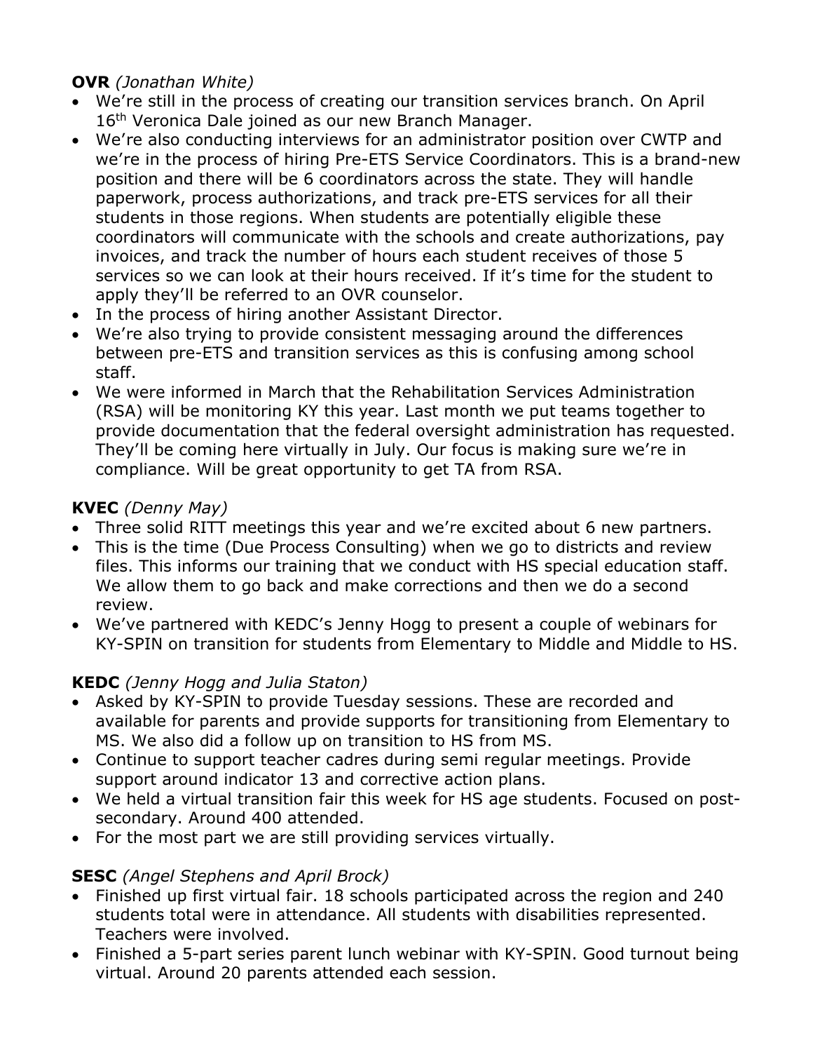**OVR** *(Jonathan White)*

- We're still in the process of creating our transition services branch. On April 16th Veronica Dale joined as our new Branch Manager.
- We're also conducting interviews for an administrator position over CWTP and we're in the process of hiring Pre-ETS Service Coordinators. This is a brand-new position and there will be 6 coordinators across the state. They will handle paperwork, process authorizations, and track pre-ETS services for all their students in those regions. When students are potentially eligible these coordinators will communicate with the schools and create authorizations, pay invoices, and track the number of hours each student receives of those 5 services so we can look at their hours received. If it's time for the student to apply they'll be referred to an OVR counselor.
- In the process of hiring another Assistant Director.
- We're also trying to provide consistent messaging around the differences between pre-ETS and transition services as this is confusing among school staff.
- We were informed in March that the Rehabilitation Services Administration (RSA) will be monitoring KY this year. Last month we put teams together to provide documentation that the federal oversight administration has requested. They'll be coming here virtually in July. Our focus is making sure we're in compliance. Will be great opportunity to get TA from RSA.

**KVEC** *(Denny May)*

- Three solid RITT meetings this year and we're excited about 6 new partners.
- This is the time (Due Process Consulting) when we go to districts and review files. This informs our training that we conduct with HS special education staff. We allow them to go back and make corrections and then we do a second review.
- We've partnered with KEDC's Jenny Hogg to present a couple of webinars for KY-SPIN on transition for students from Elementary to Middle and Middle to HS.

**KEDC** *(Jenny Hogg and Julia Staton)*

- Asked by KY-SPIN to provide Tuesday sessions. These are recorded and available for parents and provide supports for transitioning from Elementary to MS. We also did a follow up on transition to HS from MS.
- Continue to support teacher cadres during semi regular meetings. Provide support around indicator 13 and corrective action plans.
- We held a virtual transition fair this week for HS age students. Focused on post-secondary. Around 400 attended.
- For the most part we are still providing services virtually.

**SESC** *(Angel Stephens and April Brock)*

- Finished up first virtual fair. 18 schools participated across the region and 240 students total were in attendance. All students with disabilities represented. Teachers were involved.
- Finished a 5-part series parent lunch webinar with KY-SPIN. Good turnout being virtual. Around 20 parents attended each session.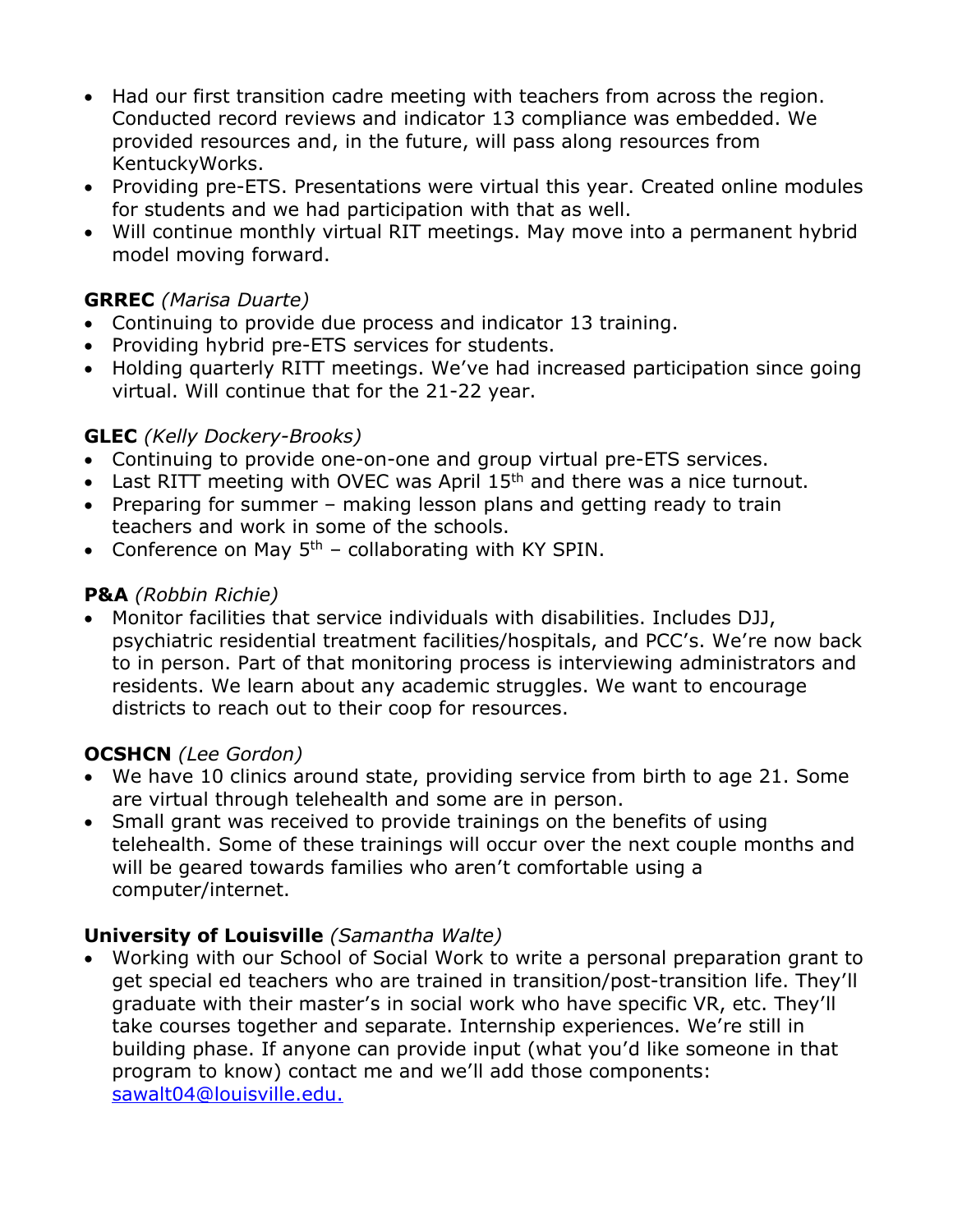- Had our first transition cadre meeting with teachers from across the region. Conducted record reviews and indicator 13 compliance was embedded. We provided resources and, in the future, will pass along resources from KentuckyWorks.
- Providing pre-ETS. Presentations were virtual this year. Created online modules for students and we had participation with that as well.
- Will continue monthly virtual RIT meetings. May move into a permanent hybrid model moving forward.

**GRREC** *(Marisa Duarte)*

- Continuing to provide due process and indicator 13 training.
- Providing hybrid pre-ETS services for students.
- Holding quarterly RITT meetings. We've had increased participation since going virtual. Will continue that for the 21-22 year.

**GLEC** *(Kelly Dockery-Brooks)*

- Continuing to provide one-on-one and group virtual pre-ETS services.
- Last RITT meeting with OVEC was April 15th and there was a nice turnout.
- Preparing for summer – making lesson plans and getting ready to train teachers and work in some of the schools.
- Conference on May 5th – collaborating with KY SPIN.

**P&A** *(Robbin Richie)*

- Monitor facilities that service individuals with disabilities. Includes DJJ, psychiatric residential treatment facilities/hospitals, and PCC's. We're now back to in person. Part of that monitoring process is interviewing administrators and residents. We learn about any academic struggles. We want to encourage districts to reach out to their coop for resources.

**OCSHCN** *(Lee Gordon)*

- We have 10 clinics around state, providing service from birth to age 21. Some are virtual through telehealth and some are in person.
- Small grant was received to provide trainings on the benefits of using telehealth. Some of these trainings will occur over the next couple months and will be geared towards families who aren't comfortable using a computer/internet.

**University of Louisville** *(Samantha Walte)*

- Working with our School of Social Work to write a personal preparation grant to get special ed teachers who are trained in transition/post-transition life. They'll graduate with their master's in social work who have specific VR, etc. They'll take courses together and separate. Internship experiences. We're still in building phase. If anyone can provide input (what you'd like someone in that program to know) contact me and we'll add those components: sawalt04@louisville.edu.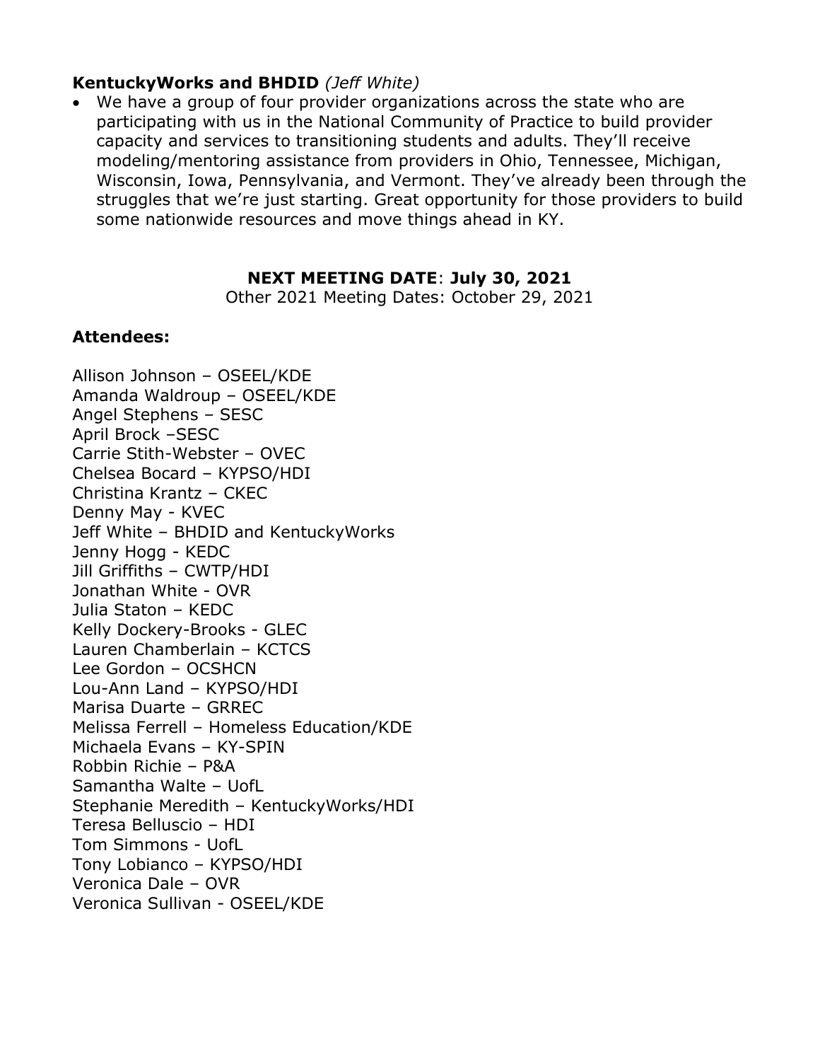**KentuckyWorks and BHDID** *(Jeff White)*

- We have a group of four provider organizations across the state who are participating with us in the National Community of Practice to build provider capacity and services to transitioning students and adults. They'll receive modeling/mentoring assistance from providers in Ohio, Tennessee, Michigan, Wisconsin, Iowa, Pennsylvania, and Vermont. They've already been through the struggles that we're just starting. Great opportunity for those providers to build some nationwide resources and move things ahead in KY.

**NEXT MEETING DATE**: **July 30, 2021**

Other 2021 Meeting Dates: October 29, 2021

**Attendees:**

Allison Johnson – OSEEL/KDE
Amanda Waldroup – OSEEL/KDE
Angel Stephens – SESC
April Brock –SESC
Carrie Stith-Webster – OVEC
Chelsea Bocard – KYPSO/HDI
Christina Krantz – CKEC
Denny May - KVEC
Jeff White – BHDID and KentuckyWorks
Jenny Hogg - KEDC
Jill Griffiths – CWTP/HDI
Jonathan White - OVR
Julia Staton – KEDC
Kelly Dockery-Brooks - GLEC
Lauren Chamberlain – KCTCS
Lee Gordon – OCSHCN
Lou-Ann Land – KYPSO/HDI
Marisa Duarte – GRREC
Melissa Ferrell – Homeless Education/KDE
Michaela Evans – KY-SPIN
Robbin Richie – P&A
Samantha Walte – UofL
Stephanie Meredith – KentuckyWorks/HDI
Teresa Belluscio – HDI
Tom Simmons - UofL
Tony Lobianco – KYPSO/HDI
Veronica Dale – OVR
Veronica Sullivan - OSEEL/KDE